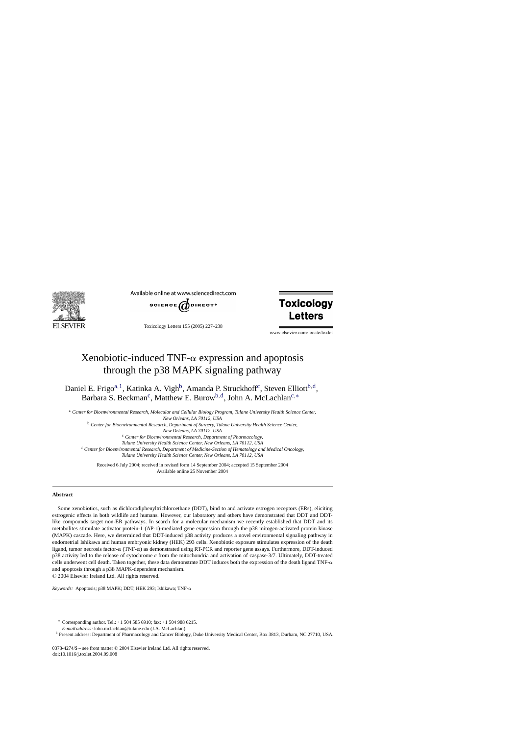# Xenobiotic-induced TNF-α expression and apoptosis through the p38 MAPK signaling pathway

Daniel E. Frigo[a,1], Katinka A. Vigh[b], Amanda P. Struckhoff[c], Steven Elliott[b,d], Barbara S. Beckman[c], Matthew E. Burow[b,d], John A. McLachlan[c,*]

[a] *Center for Bioenvironmental Research, Molecular and Cellular Biology Program, Tulane University Health Science Center, New Orleans, LA 70112, USA*

[b] *Center for Bioenvironmental Research, Department of Surgery, Tulane University Health Science Center, New Orleans, LA 70112, USA*

[c] *Center for Bioenvironmental Research, Department of Pharmacology, Tulane University Health Science Center, New Orleans, LA 70112, USA*

[d] *Center for Bioenvironmental Research, Department of Medicine-Section of Hematology and Medical Oncology, Tulane University Health Science Center, New Orleans, LA 70112, USA*

Received 6 July 2004; received in revised form 14 September 2004; accepted 15 September 2004
Available online 25 November 2004

## Abstract

Some xenobiotics, such as dichlorodiphenyltrichloroethane (DDT), bind to and activate estrogen receptors (ERs), eliciting estrogenic effects in both wildlife and humans. However, our laboratory and others have demonstrated that DDT and DDT-like compounds target non-ER pathways. In search for a molecular mechanism we recently established that DDT and its metabolites stimulate activator protein-1 (AP-1)-mediated gene expression through the p38 mitogen-activated protein kinase (MAPK) cascade. Here, we determined that DDT-induced p38 activity produces a novel environmental signaling pathway in endometrial Ishikawa and human embryonic kidney (HEK) 293 cells. Xenobiotic exposure stimulates expression of the death ligand, tumor necrosis factor-α (TNF-α) as demonstrated using RT-PCR and reporter gene assays. Furthermore, DDT-induced p38 activity led to the release of cytochrome *c* from the mitochondria and activation of caspase-3/7. Ultimately, DDT-treated cells underwent cell death. Taken together, these data demonstrate DDT induces both the expression of the death ligand TNF-α and apoptosis through a p38 MAPK-dependent mechanism.

© 2004 Elsevier Ireland Ltd. All rights reserved.

*Keywords:* Apoptosis; p38 MAPK; DDT; HEK 293; Ishikawa; TNF-α

---

\* Corresponding author. Tel.: +1 504 585 6910; fax: +1 504 988 6215.
*E-mail address:* John.mclachlan@tulane.edu (J.A. McLachlan).

[1] Present address: Department of Pharmacology and Cancer Biology, Duke University Medical Center, Box 3813, Durham, NC 27710, USA.

0378-4274/$ – see front matter © 2004 Elsevier Ireland Ltd. All rights reserved.
doi:10.1016/j.toxlet.2004.09.008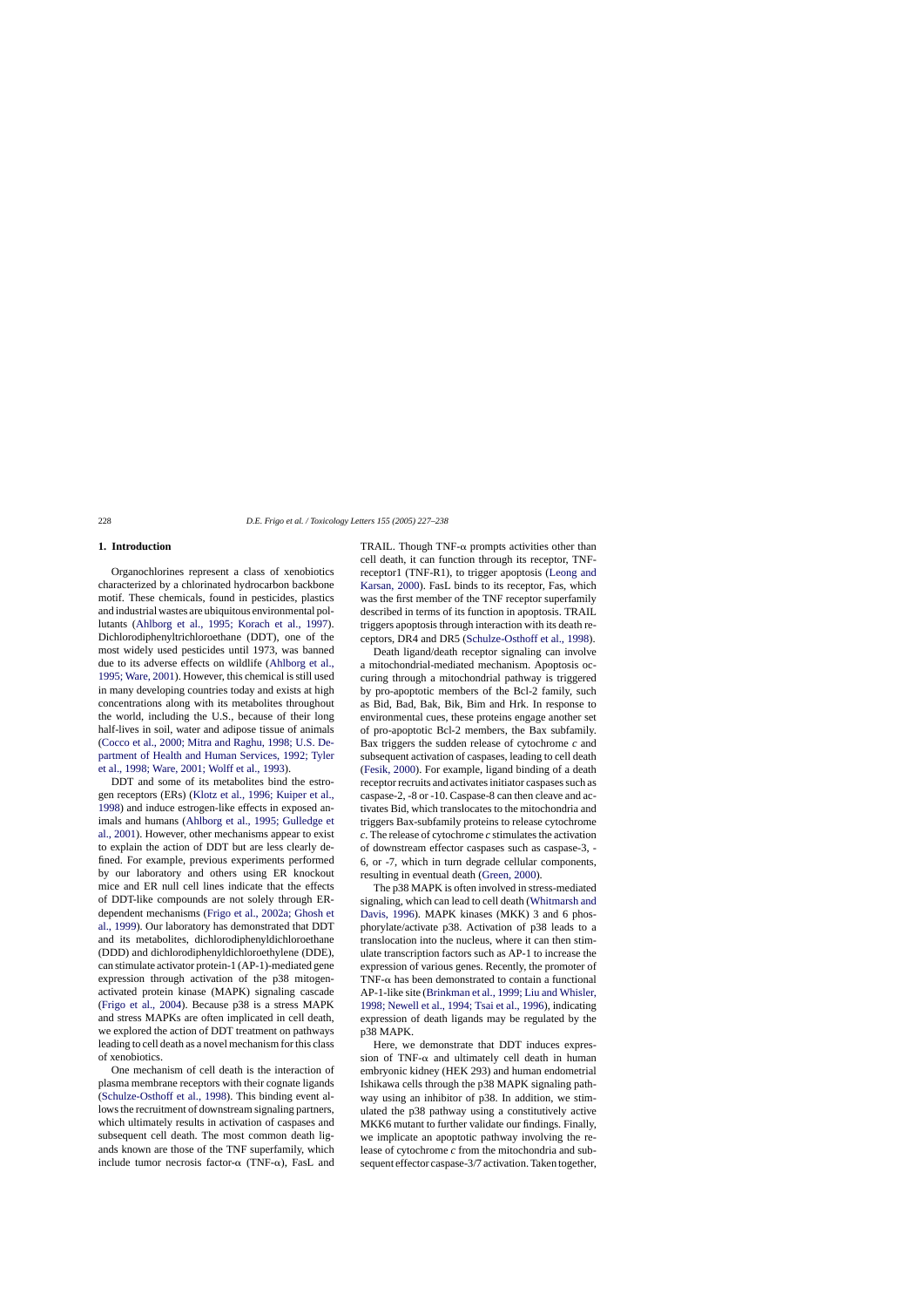## 1. Introduction

Organochlorines represent a class of xenobiotics characterized by a chlorinated hydrocarbon backbone motif. These chemicals, found in pesticides, plastics and industrial wastes are ubiquitous environmental pollutants (Ahlborg et al., 1995; Korach et al., 1997). Dichlorodiphenyltrichloroethane (DDT), one of the most widely used pesticides until 1973, was banned due to its adverse effects on wildlife (Ahlborg et al., 1995; Ware, 2001). However, this chemical is still used in many developing countries today and exists at high concentrations along with its metabolites throughout the world, including the U.S., because of their long half-lives in soil, water and adipose tissue of animals (Cocco et al., 2000; Mitra and Raghu, 1998; U.S. Department of Health and Human Services, 1992; Tyler et al., 1998; Ware, 2001; Wolff et al., 1993).

DDT and some of its metabolites bind the estrogen receptors (ERs) (Klotz et al., 1996; Kuiper et al., 1998) and induce estrogen-like effects in exposed animals and humans (Ahlborg et al., 1995; Gulledge et al., 2001). However, other mechanisms appear to exist to explain the action of DDT but are less clearly defined. For example, previous experiments performed by our laboratory and others using ER knockout mice and ER null cell lines indicate that the effects of DDT-like compounds are not solely through ER-dependent mechanisms (Frigo et al., 2002a; Ghosh et al., 1999). Our laboratory has demonstrated that DDT and its metabolites, dichlorodiphenyldichloroethane (DDD) and dichlorodiphenyldichloroethylene (DDE), can stimulate activator protein-1 (AP-1)-mediated gene expression through activation of the p38 mitogen-activated protein kinase (MAPK) signaling cascade (Frigo et al., 2004). Because p38 is a stress MAPK and stress MAPKs are often implicated in cell death, we explored the action of DDT treatment on pathways leading to cell death as a novel mechanism for this class of xenobiotics.

One mechanism of cell death is the interaction of plasma membrane receptors with their cognate ligands (Schulze-Osthoff et al., 1998). This binding event allows the recruitment of downstream signaling partners, which ultimately results in activation of caspases and subsequent cell death. The most common death ligands known are those of the TNF superfamily, which include tumor necrosis factor-α (TNF-α), FasL and TRAIL. Though TNF-α prompts activities other than cell death, it can function through its receptor, TNF-receptor1 (TNF-R1), to trigger apoptosis (Leong and Karsan, 2000). FasL binds to its receptor, Fas, which was the first member of the TNF receptor superfamily described in terms of its function in apoptosis. TRAIL triggers apoptosis through interaction with its death receptors, DR4 and DR5 (Schulze-Osthoff et al., 1998).

Death ligand/death receptor signaling can involve a mitochondrial-mediated mechanism. Apoptosis occuring through a mitochondrial pathway is triggered by pro-apoptotic members of the Bcl-2 family, such as Bid, Bad, Bak, Bik, Bim and Hrk. In response to environmental cues, these proteins engage another set of pro-apoptotic Bcl-2 members, the Bax subfamily. Bax triggers the sudden release of cytochrome *c* and subsequent activation of caspases, leading to cell death (Fesik, 2000). For example, ligand binding of a death receptor recruits and activates initiator caspases such as caspase-2, -8 or -10. Caspase-8 can then cleave and activates Bid, which translocates to the mitochondria and triggers Bax-subfamily proteins to release cytochrome *c*. The release of cytochrome *c* stimulates the activation of downstream effector caspases such as caspase-3, -6, or -7, which in turn degrade cellular components, resulting in eventual death (Green, 2000).

The p38 MAPK is often involved in stress-mediated signaling, which can lead to cell death (Whitmarsh and Davis, 1996). MAPK kinases (MKK) 3 and 6 phosphorylate/activate p38. Activation of p38 leads to a translocation into the nucleus, where it can then stimulate transcription factors such as AP-1 to increase the expression of various genes. Recently, the promoter of TNF-α has been demonstrated to contain a functional AP-1-like site (Brinkman et al., 1999; Liu and Whisler, 1998; Newell et al., 1994; Tsai et al., 1996), indicating expression of death ligands may be regulated by the p38 MAPK.

Here, we demonstrate that DDT induces expression of TNF-α and ultimately cell death in human embryonic kidney (HEK 293) and human endometrial Ishikawa cells through the p38 MAPK signaling pathway using an inhibitor of p38. In addition, we stimulated the p38 pathway using a constitutively active MKK6 mutant to further validate our findings. Finally, we implicate an apoptotic pathway involving the release of cytochrome *c* from the mitochondria and subsequent effector caspase-3/7 activation. Taken together,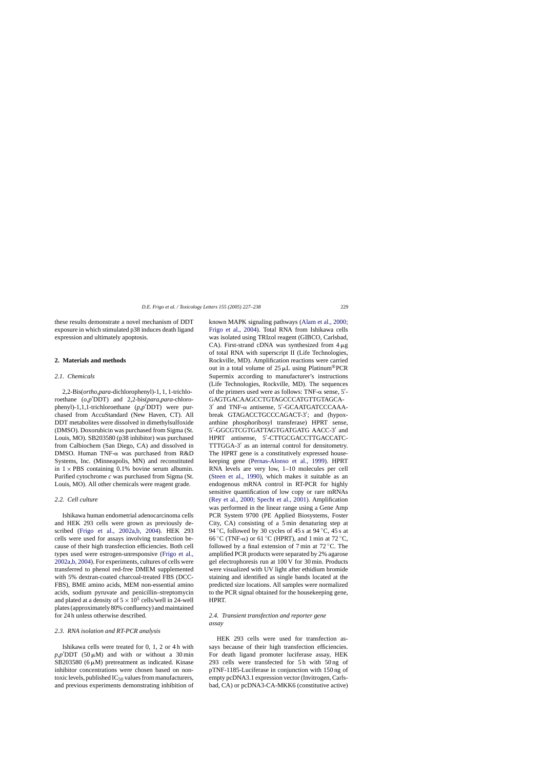these results demonstrate a novel mechanism of DDT exposure in which stimulated p38 induces death ligand expression and ultimately apoptosis.

## 2. Materials and methods

### 2.1. Chemicals

2,2-Bis(*ortho*,*para*-dichlorophenyl)-1, 1, 1-trichloroethane ($o,p'$DDT) and 2,2-bis(*para*,*para*-chlorophenyl)-1,1,1-trichloroethane ($p,p'$DDT) were purchased from AccuStandard (New Haven, CT). All DDT metabolites were dissolved in dimethylsulfoxide (DMSO). Doxorubicin was purchased from Sigma (St. Louis, MO). SB203580 (p38 inhibitor) was purchased from Calbiochem (San Diego, CA) and dissolved in DMSO. Human TNF-α was purchased from R&D Systems, Inc. (Minneapolis, MN) and reconstituted in $1 \times$ PBS containing 0.1% bovine serum albumin. Purified cytochrome *c* was purchased from Sigma (St. Louis, MO). All other chemicals were reagent grade.

### 2.2. Cell culture

Ishikawa human endometrial adenocarcinoma cells and HEK 293 cells were grown as previously described (Frigo et al., 2002a,b, 2004). HEK 293 cells were used for assays involving transfection because of their high transfection efficiencies. Both cell types used were estrogen-unresponsive (Frigo et al., 2002a,b, 2004). For experiments, cultures of cells were transferred to phenol red-free DMEM supplemented with 5% dextran-coated charcoal-treated FBS (DCC-FBS), BME amino acids, MEM non-essential amino acids, sodium pyruvate and penicillin–streptomycin and plated at a density of $5 \times 10^5$ cells/well in 24-well plates (approximately 80% confluency) and maintained for 24 h unless otherwise described.

### 2.3. RNA isolation and RT-PCR analysis

Ishikawa cells were treated for 0, 1, 2 or 4 h with $p,p'$DDT (50 μM) and with or without a 30 min SB203580 (6 μM) pretreatment as indicated. Kinase inhibitor concentrations were chosen based on non-toxic levels, published $IC_{50}$ values from manufacturers, and previous experiments demonstrating inhibition of known MAPK signaling pathways (Alam et al., 2000; Frigo et al., 2004). Total RNA from Ishikawa cells was isolated using TRIzol reagent (GIBCO, Carlsbad, CA). First-strand cDNA was synthesized from 4 μg of total RNA with superscript II (Life Technologies, Rockville, MD). Amplification reactions were carried out in a total volume of 25 μL using Platinum® PCR Supermix according to manufacturer's instructions (Life Technologies, Rockville, MD). The sequences of the primers used were as follows: TNF-α sense, 5′-GAGTGACAAGCCTGTAGCCCATGTTGTAGCA-3′ and TNF-α antisense, 5′-GCAATGATCCCAAAbreak GTAGACCTGCCCAGACT-3′; and (hypoxanthine phosphoribosyl transferase) HPRT sense, 5′-GGCGTCGTGATTAGTGATGATG AACC-3′ and HPRT antisense, 5′-CTTGCGACCTTGACCATCTTTGGA-3′ as an internal control for densitometry. The HPRT gene is a constitutively expressed housekeeping gene (Pernas-Alonso et al., 1999). HPRT RNA levels are very low, 1–10 molecules per cell (Steen et al., 1990), which makes it suitable as an endogenous mRNA control in RT-PCR for highly sensitive quantification of low copy or rare mRNAs (Rey et al., 2000; Specht et al., 2001). Amplification was performed in the linear range using a Gene Amp PCR System 9700 (PE Applied Biosystems, Foster City, CA) consisting of a 5 min denaturing step at 94 °C, followed by 30 cycles of 45 s at 94 °C, 45 s at 66 °C (TNF-α) or 61 °C (HPRT), and 1 min at 72 °C, followed by a final extension of 7 min at 72 °C. The amplified PCR products were separated by 2% agarose gel electrophoresis run at 100 V for 30 min. Products were visualized with UV light after ethidium bromide staining and identified as single bands located at the predicted size locations. All samples were normalized to the PCR signal obtained for the housekeeping gene, HPRT.

### 2.4. Transient transfection and reporter gene assay

HEK 293 cells were used for transfection assays because of their high transfection efficiencies. For death ligand promoter luciferase assay, HEK 293 cells were transfected for 5 h with 50 ng of pTNF-1185-Luciferase in conjunction with 150 ng of empty pcDNA3.1 expression vector (Invitrogen, Carlsbad, CA) or pcDNA3-CA-MKK6 (constitutive active)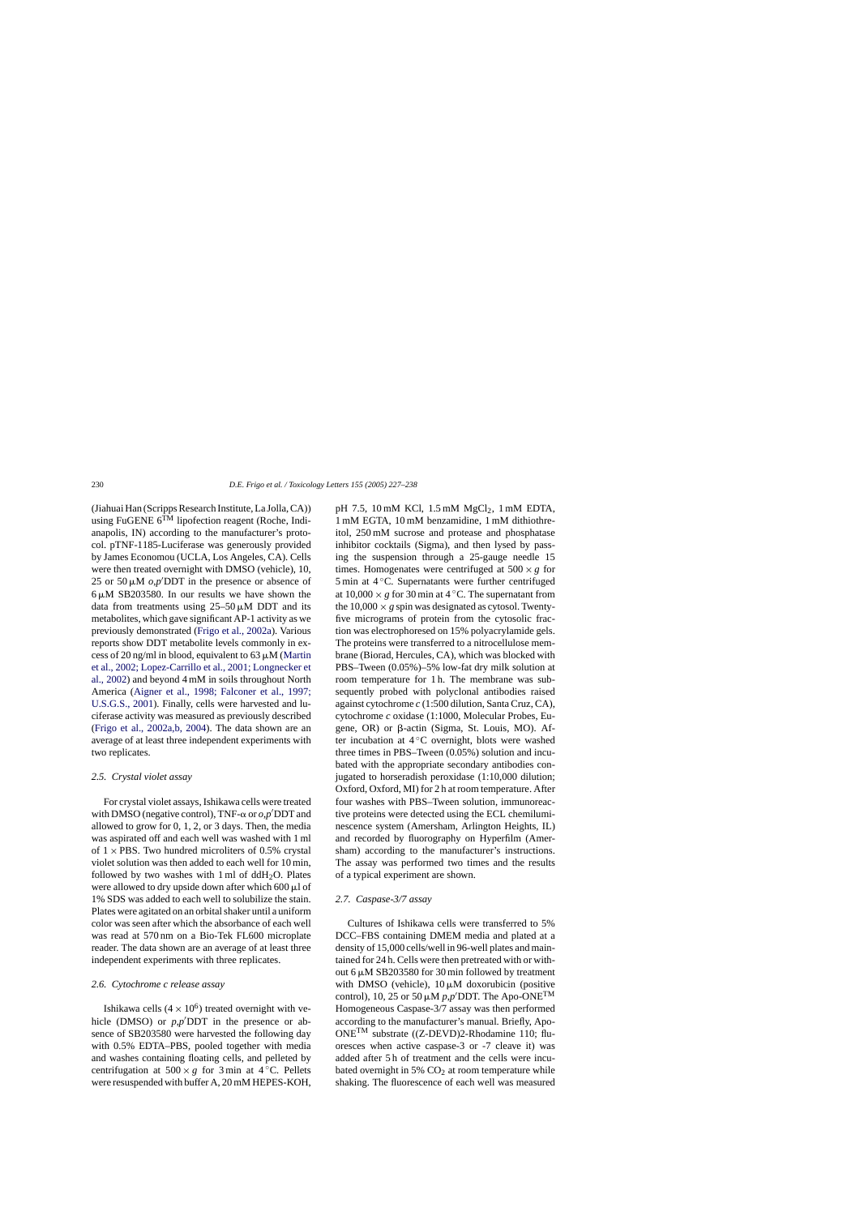(Jiahuai Han (Scripps Research Institute, La Jolla, CA)) using FuGENE 6[TM] lipofection reagent (Roche, Indianapolis, IN) according to the manufacturer's protocol. pTNF-1185-Luciferase was generously provided by James Economou (UCLA, Los Angeles, CA). Cells were then treated overnight with DMSO (vehicle), 10, 25 or 50 μM *o,p*′DDT in the presence or absence of 6 μM SB203580. In our results we have shown the data from treatments using 25–50 μM DDT and its metabolites, which gave significant AP-1 activity as we previously demonstrated (Frigo et al., 2002a). Various reports show DDT metabolite levels commonly in excess of 20 ng/ml in blood, equivalent to 63 μM (Martin et al., 2002; Lopez-Carrillo et al., 2001; Longnecker et al., 2002) and beyond 4 mM in soils throughout North America (Aigner et al., 1998; Falconer et al., 1997; U.S.G.S., 2001). Finally, cells were harvested and luciferase activity was measured as previously described (Frigo et al., 2002a,b, 2004). The data shown are an average of at least three independent experiments with two replicates.

### *2.5. Crystal violet assay*

For crystal violet assays, Ishikawa cells were treated with DMSO (negative control), TNF-α or *o,p*′DDT and allowed to grow for 0, 1, 2, or 3 days. Then, the media was aspirated off and each well was washed with 1 ml of 1 × PBS. Two hundred microliters of 0.5% crystal violet solution was then added to each well for 10 min, followed by two washes with 1 ml of $ddH_2O$. Plates were allowed to dry upside down after which 600 μl of 1% SDS was added to each well to solubilize the stain. Plates were agitated on an orbital shaker until a uniform color was seen after which the absorbance of each well was read at 570 nm on a Bio-Tek FL600 microplate reader. The data shown are an average of at least three independent experiments with three replicates.

### *2.6. Cytochrome c release assay*

Ishikawa cells ($4 \times 10^6$) treated overnight with vehicle (DMSO) or *p,p*′DDT in the presence or absence of SB203580 were harvested the following day with 0.5% EDTA–PBS, pooled together with media and washes containing floating cells, and pelleted by centrifugation at 500 × *g* for 3 min at 4 °C. Pellets were resuspended with buffer A, 20 mM HEPES-KOH, pH 7.5, 10 mM KCl, 1.5 mM $MgCl_2$, 1 mM EDTA, 1 mM EGTA, 10 mM benzamidine, 1 mM dithiothreitol, 250 mM sucrose and protease and phosphatase inhibitor cocktails (Sigma), and then lysed by passing the suspension through a 25-gauge needle 15 times. Homogenates were centrifuged at 500 × *g* for 5 min at 4 °C. Supernatants were further centrifuged at 10,000 × *g* for 30 min at 4 °C. The supernatant from the 10,000 × *g* spin was designated as cytosol. Twenty-five micrograms of protein from the cytosolic fraction was electrophoresed on 15% polyacrylamide gels. The proteins were transferred to a nitrocellulose membrane (Biorad, Hercules, CA), which was blocked with PBS–Tween (0.05%)–5% low-fat dry milk solution at room temperature for 1 h. The membrane was subsequently probed with polyclonal antibodies raised against cytochrome *c* (1:500 dilution, Santa Cruz, CA), cytochrome *c* oxidase (1:1000, Molecular Probes, Eugene, OR) or β-actin (Sigma, St. Louis, MO). After incubation at 4 °C overnight, blots were washed three times in PBS–Tween (0.05%) solution and incubated with the appropriate secondary antibodies conjugated to horseradish peroxidase (1:10,000 dilution; Oxford, Oxford, MI) for 2 h at room temperature. After four washes with PBS–Tween solution, immunoreactive proteins were detected using the ECL chemiluminescence system (Amersham, Arlington Heights, IL) and recorded by fluorography on Hyperfilm (Amersham) according to the manufacturer's instructions. The assay was performed two times and the results of a typical experiment are shown.

### *2.7. Caspase-3/7 assay*

Cultures of Ishikawa cells were transferred to 5% DCC–FBS containing DMEM media and plated at a density of 15,000 cells/well in 96-well plates and maintained for 24 h. Cells were then pretreated with or without 6 μM SB203580 for 30 min followed by treatment with DMSO (vehicle), 10 μM doxorubicin (positive control), 10, 25 or 50 μM *p,p*′DDT. The Apo-ONE[TM] Homogeneous Caspase-3/7 assay was then performed according to the manufacturer's manual. Briefly, Apo-ONE[TM] substrate ((Z-DEVD)2-Rhodamine 110; fluoresces when active caspase-3 or -7 cleave it) was added after 5 h of treatment and the cells were incubated overnight in 5% $CO_2$ at room temperature while shaking. The fluorescence of each well was measured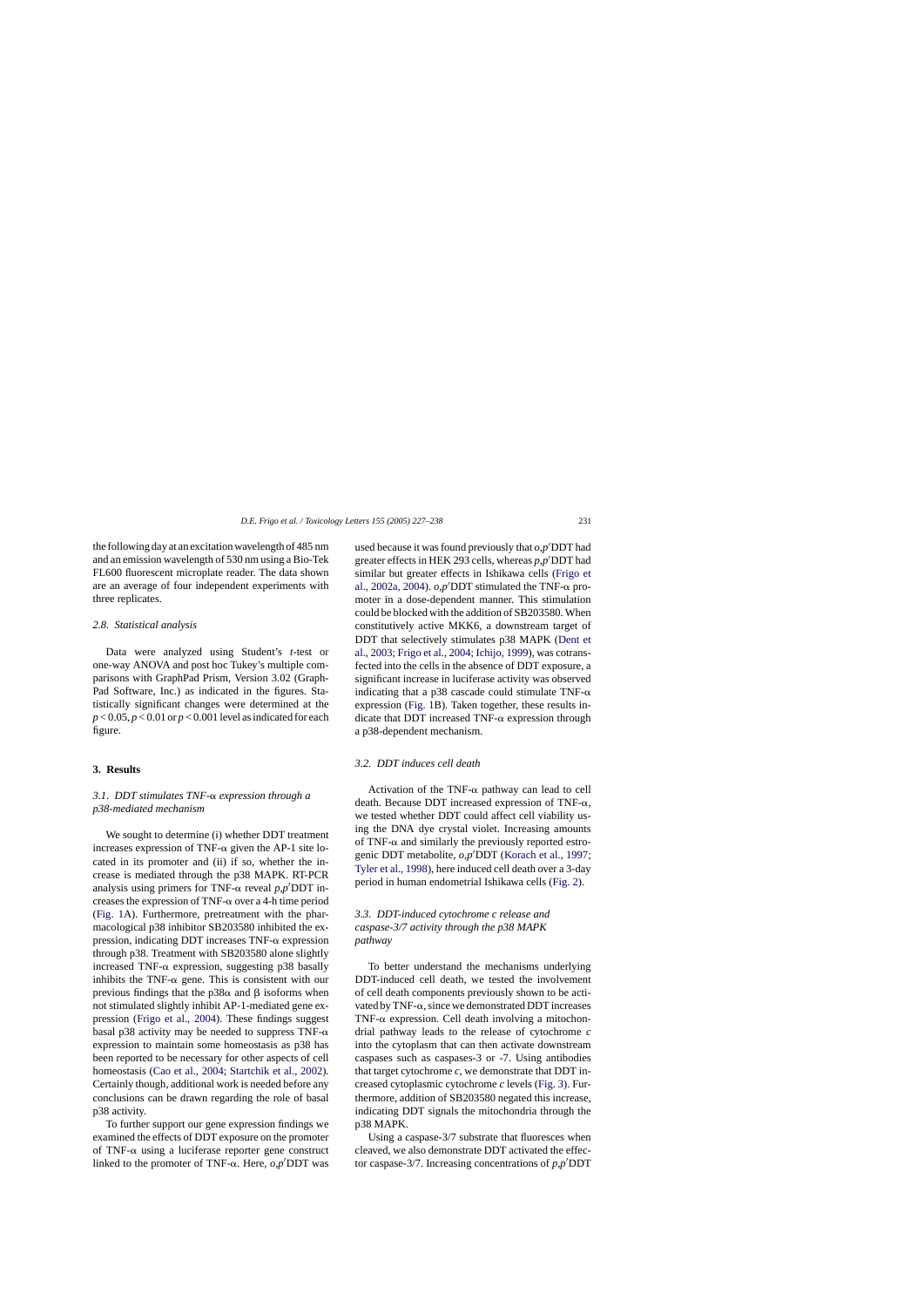the following day at an excitation wavelength of 485 nm and an emission wavelength of 530 nm using a Bio-Tek FL600 fluorescent microplate reader. The data shown are an average of four independent experiments with three replicates.

### 2.8. Statistical analysis

Data were analyzed using Student's *t*-test or one-way ANOVA and post hoc Tukey's multiple comparisons with GraphPad Prism, Version 3.02 (GraphPad Software, Inc.) as indicated in the figures. Statistically significant changes were determined at the $p < 0.05$, $p < 0.01$ or $p < 0.001$ level as indicated for each figure.

## 3. Results

### 3.1. DDT stimulates TNF-α expression through a p38-mediated mechanism

We sought to determine (i) whether DDT treatment increases expression of TNF-α given the AP-1 site located in its promoter and (ii) if so, whether the increase is mediated through the p38 MAPK. RT-PCR analysis using primers for TNF-α reveal *p,p*′DDT increases the expression of TNF-α over a 4-h time period (Fig. 1A). Furthermore, pretreatment with the pharmacological p38 inhibitor SB203580 inhibited the expression, indicating DDT increases TNF-α expression through p38. Treatment with SB203580 alone slightly increased TNF-α expression, suggesting p38 basally inhibits the TNF-α gene. This is consistent with our previous findings that the p38α and β isoforms when not stimulated slightly inhibit AP-1-mediated gene expression (Frigo et al., 2004). These findings suggest basal p38 activity may be needed to suppress TNF-α expression to maintain some homeostasis as p38 has been reported to be necessary for other aspects of cell homeostasis (Cao et al., 2004; Startchik et al., 2002). Certainly though, additional work is needed before any conclusions can be drawn regarding the role of basal p38 activity.

To further support our gene expression findings we examined the effects of DDT exposure on the promoter of TNF-α using a luciferase reporter gene construct linked to the promoter of TNF-α. Here, *o,p*′DDT was used because it was found previously that *o,p*′DDT had greater effects in HEK 293 cells, whereas *p,p*′DDT had similar but greater effects in Ishikawa cells (Frigo et al., 2002a, 2004). *o,p*′DDT stimulated the TNF-α promoter in a dose-dependent manner. This stimulation could be blocked with the addition of SB203580. When constitutively active MKK6, a downstream target of DDT that selectively stimulates p38 MAPK (Dent et al., 2003; Frigo et al., 2004; Ichijo, 1999), was cotransfected into the cells in the absence of DDT exposure, a significant increase in luciferase activity was observed indicating that a p38 cascade could stimulate TNF-α expression (Fig. 1B). Taken together, these results indicate that DDT increased TNF-α expression through a p38-dependent mechanism.

### 3.2. DDT induces cell death

Activation of the TNF-α pathway can lead to cell death. Because DDT increased expression of TNF-α, we tested whether DDT could affect cell viability using the DNA dye crystal violet. Increasing amounts of TNF-α and similarly the previously reported estrogenic DDT metabolite, *o,p*′DDT (Korach et al., 1997; Tyler et al., 1998), here induced cell death over a 3-day period in human endometrial Ishikawa cells (Fig. 2).

### 3.3. DDT-induced cytochrome c release and caspase-3/7 activity through the p38 MAPK pathway

To better understand the mechanisms underlying DDT-induced cell death, we tested the involvement of cell death components previously shown to be activated by TNF-α, since we demonstrated DDT increases TNF-α expression. Cell death involving a mitochondrial pathway leads to the release of cytochrome *c* into the cytoplasm that can then activate downstream caspases such as caspases-3 or -7. Using antibodies that target cytochrome *c*, we demonstrate that DDT increased cytoplasmic cytochrome *c* levels (Fig. 3). Furthermore, addition of SB203580 negated this increase, indicating DDT signals the mitochondria through the p38 MAPK.

Using a caspase-3/7 substrate that fluoresces when cleaved, we also demonstrate DDT activated the effector caspase-3/7. Increasing concentrations of *p,p*′DDT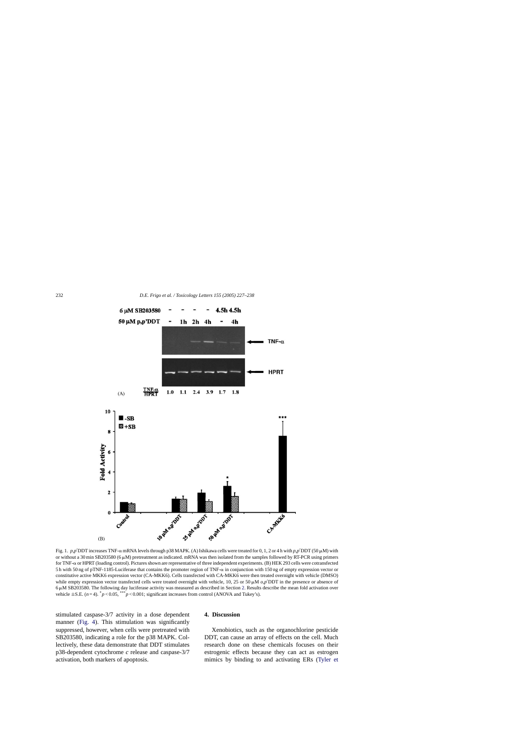Fig. 1. *p,p′*DDT increases TNF-α mRNA levels through p38 MAPK. (A) Ishikawa cells were treated for 0, 1, 2 or 4 h with *p,p′*DDT (50 μM) with or without a 30 min SB203580 (6 μM) pretreatment as indicated. mRNA was then isolated from the samples followed by RT-PCR using primers for TNF-α or HPRT (loading control). Pictures shown are representative of three independent experiments. (B) HEK 293 cells were cotransfected 5 h with 50 ng of pTNF-1185-Luciferase that contains the promoter region of TNF-α in conjunction with 150 ng of empty expression vector or constitutive active MKK6 expression vector (CA-MKK6). Cells transfected with CA-MKK6 were then treated overnight with vehicle (DMSO) while empty expression vector transfected cells were treated overnight with vehicle, 10, 25 or 50 μM *o,p′*DDT in the presence or absence of 6 μM SB203580. The following day luciferase activity was measured as described in Section 2. Results describe the mean fold activation over vehicle ±S.E. ($n = 4$). $^{*}p < 0.05$, $^{***}p < 0.001$; significant increases from control (ANOVA and Tukey's).

stimulated caspase-3/7 activity in a dose dependent manner (Fig. 4). This stimulation was significantly suppressed, however, when cells were pretreated with SB203580, indicating a role for the p38 MAPK. Collectively, these data demonstrate that DDT stimulates p38-dependent cytochrome *c* release and caspase-3/7 activation, both markers of apoptosis.

## 4. Discussion

Xenobiotics, such as the organochlorine pesticide DDT, can cause an array of effects on the cell. Much research done on these chemicals focuses on their estrogenic effects because they can act as estrogen mimics by binding to and activating ERs (Tyler et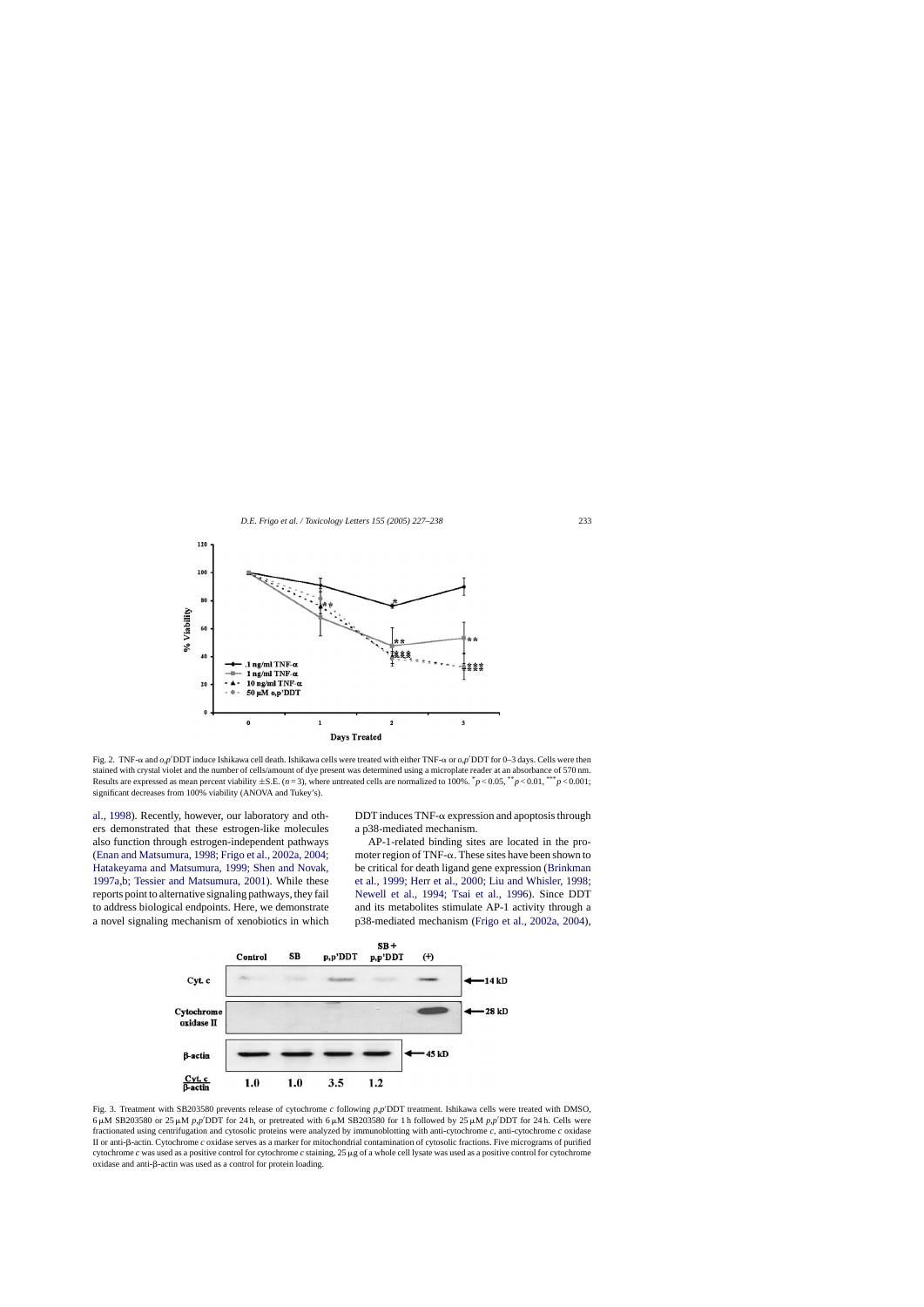Fig. 2. TNF-α and $o,p'$DDT induce Ishikawa cell death. Ishikawa cells were treated with either TNF-α or $o,p'$DDT for 0–3 days. Cells were then stained with crystal violet and the number of cells/amount of dye present was determined using a microplate reader at an absorbance of 570 nm. Results are expressed as mean percent viability ± S.E. ($n = 3$), where untreated cells are normalized to 100%. $^{*}p < 0.05$, $^{**}p < 0.01$, $^{***}p < 0.001$; significant decreases from 100% viability (ANOVA and Tukey's).

al., 1998). Recently, however, our laboratory and others demonstrated that these estrogen-like molecules also function through estrogen-independent pathways (Enan and Matsumura, 1998; Frigo et al., 2002a, 2004; Hatakeyama and Matsumura, 1999; Shen and Novak, 1997a,b; Tessier and Matsumura, 2001). While these reports point to alternative signaling pathways, they fail to address biological endpoints. Here, we demonstrate a novel signaling mechanism of xenobiotics in which DDT induces TNF-α expression and apoptosis through a p38-mediated mechanism.

AP-1-related binding sites are located in the promoter region of TNF-α. These sites have been shown to be critical for death ligand gene expression (Brinkman et al., 1999; Herr et al., 2000; Liu and Whisler, 1998; Newell et al., 1994; Tsai et al., 1996). Since DDT and its metabolites stimulate AP-1 activity through a p38-mediated mechanism (Frigo et al., 2002a, 2004),

Fig. 3. Treatment with SB203580 prevents release of cytochrome *c* following $p,p'$DDT treatment. Ishikawa cells were treated with DMSO, 6 μM SB203580 or 25 μM $p,p'$DDT for 24 h, or pretreated with 6 μM SB203580 for 1 h followed by 25 μM $p,p'$DDT for 24 h. Cells were fractionated using centrifugation and cytosolic proteins were analyzed by immunoblotting with anti-cytochrome *c*, anti-cytochrome *c* oxidase II or anti-β-actin. Cytochrome *c* oxidase serves as a marker for mitochondrial contamination of cytosolic fractions. Five micrograms of purified cytochrome *c* was used as a positive control for cytochrome *c* staining, 25 μg of a whole cell lysate was used as a positive control for cytochrome oxidase and anti-β-actin was used as a control for protein loading.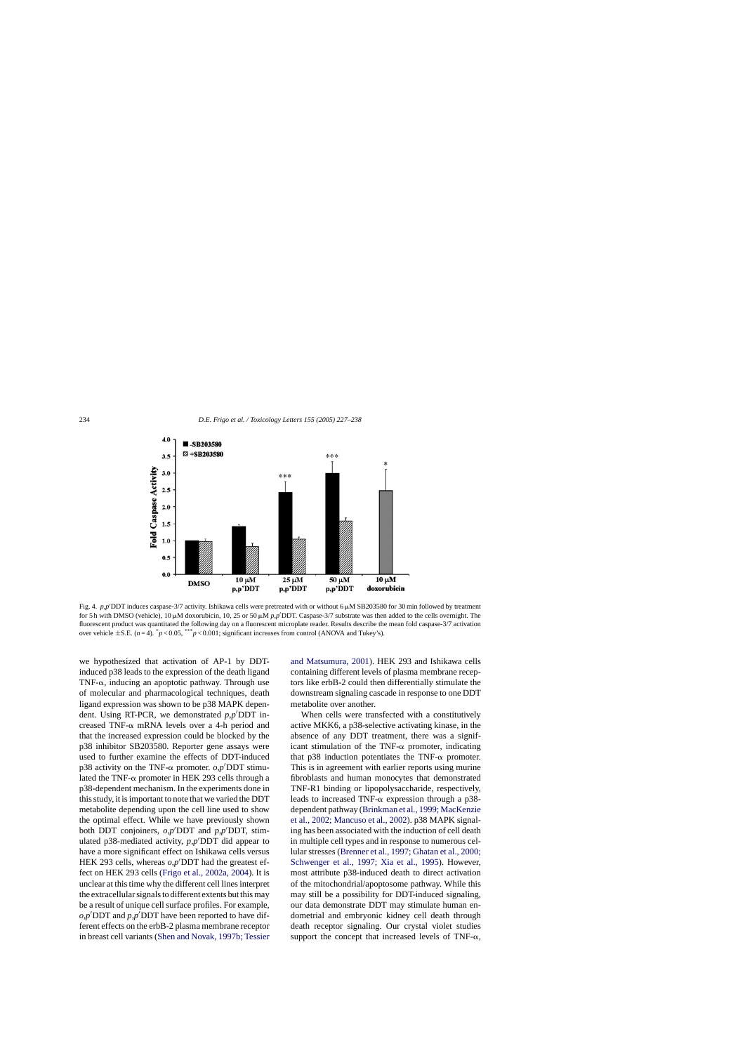Fig. 4. *p,p′*DDT induces caspase-3/7 activity. Ishikawa cells were pretreated with or without 6 μM SB203580 for 30 min followed by treatment for 5 h with DMSO (vehicle), 10 μM doxorubicin, 10, 25 or 50 μM *p,p′*DDT. Caspase-3/7 substrate was then added to the cells overnight. The fluorescent product was quantitated the following day on a fluorescent microplate reader. Results describe the mean fold caspase-3/7 activation over vehicle ±S.E. ($n = 4$). $^{*}p < 0.05$, $^{***}p < 0.001$; significant increases from control (ANOVA and Tukey's).

we hypothesized that activation of AP-1 by DDT-induced p38 leads to the expression of the death ligand TNF-α, inducing an apoptotic pathway. Through use of molecular and pharmacological techniques, death ligand expression was shown to be p38 MAPK dependent. Using RT-PCR, we demonstrated *p,p′*DDT increased TNF-α mRNA levels over a 4-h period and that the increased expression could be blocked by the p38 inhibitor SB203580. Reporter gene assays were used to further examine the effects of DDT-induced p38 activity on the TNF-α promoter. *o,p′*DDT stimulated the TNF-α promoter in HEK 293 cells through a p38-dependent mechanism. In the experiments done in this study, it is important to note that we varied the DDT metabolite depending upon the cell line used to show the optimal effect. While we have previously shown both DDT conjoiners, *o,p′*DDT and *p,p′*DDT, stimulated p38-mediated activity, *p,p′*DDT did appear to have a more significant effect on Ishikawa cells versus HEK 293 cells, whereas *o,p′*DDT had the greatest effect on HEK 293 cells (Frigo et al., 2002a, 2004). It is unclear at this time why the different cell lines interpret the extracellular signals to different extents but this may be a result of unique cell surface profiles. For example, *o,p′*DDT and *p,p′*DDT have been reported to have different effects on the erbB-2 plasma membrane receptor in breast cell variants (Shen and Novak, 1997b; Tessier and Matsumura, 2001). HEK 293 and Ishikawa cells containing different levels of plasma membrane receptors like erbB-2 could then differentially stimulate the downstream signaling cascade in response to one DDT metabolite over another.

When cells were transfected with a constitutively active MKK6, a p38-selective activating kinase, in the absence of any DDT treatment, there was a significant stimulation of the TNF-α promoter, indicating that p38 induction potentiates the TNF-α promoter. This is in agreement with earlier reports using murine fibroblasts and human monocytes that demonstrated TNF-R1 binding or lipopolysaccharide, respectively, leads to increased TNF-α expression through a p38-dependent pathway (Brinkman et al., 1999; MacKenzie et al., 2002; Mancuso et al., 2002). p38 MAPK signaling has been associated with the induction of cell death in multiple cell types and in response to numerous cellular stresses (Brenner et al., 1997; Ghatan et al., 2000; Schwenger et al., 1997; Xia et al., 1995). However, most attribute p38-induced death to direct activation of the mitochondrial/apoptosome pathway. While this may still be a possibility for DDT-induced signaling, our data demonstrate DDT may stimulate human endometrial and embryonic kidney cell death through death receptor signaling. Our crystal violet studies support the concept that increased levels of TNF-α,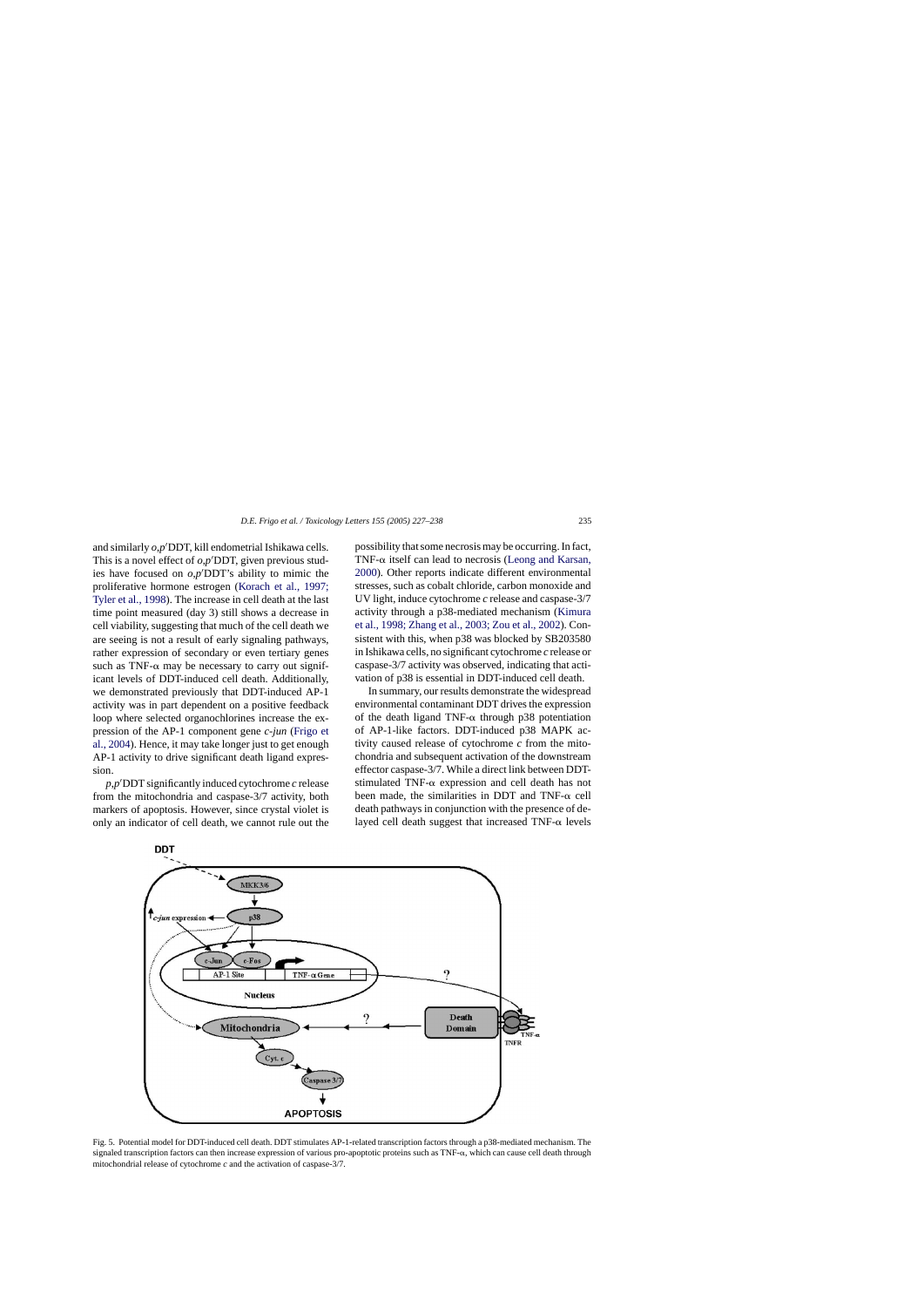and similarly *o,p′*DDT, kill endometrial Ishikawa cells. This is a novel effect of *o,p′*DDT, given previous studies have focused on *o,p′*DDT's ability to mimic the proliferative hormone estrogen (Korach et al., 1997; Tyler et al., 1998). The increase in cell death at the last time point measured (day 3) still shows a decrease in cell viability, suggesting that much of the cell death we are seeing is not a result of early signaling pathways, rather expression of secondary or even tertiary genes such as TNF-α may be necessary to carry out significant levels of DDT-induced cell death. Additionally, we demonstrated previously that DDT-induced AP-1 activity was in part dependent on a positive feedback loop where selected organochlorines increase the expression of the AP-1 component gene *c-jun* (Frigo et al., 2004). Hence, it may take longer just to get enough AP-1 activity to drive significant death ligand expression.

*p,p′*DDT significantly induced cytochrome *c* release from the mitochondria and caspase-3/7 activity, both markers of apoptosis. However, since crystal violet is only an indicator of cell death, we cannot rule out the possibility that some necrosis may be occurring. In fact, TNF-α itself can lead to necrosis (Leong and Karsan, 2000). Other reports indicate different environmental stresses, such as cobalt chloride, carbon monoxide and UV light, induce cytochrome *c* release and caspase-3/7 activity through a p38-mediated mechanism (Kimura et al., 1998; Zhang et al., 2003; Zou et al., 2002). Consistent with this, when p38 was blocked by SB203580 in Ishikawa cells, no significant cytochrome *c* release or caspase-3/7 activity was observed, indicating that activation of p38 is essential in DDT-induced cell death.

In summary, our results demonstrate the widespread environmental contaminant DDT drives the expression of the death ligand TNF-α through p38 potentiation of AP-1-like factors. DDT-induced p38 MAPK activity caused release of cytochrome *c* from the mitochondria and subsequent activation of the downstream effector caspase-3/7. While a direct link between DDT-stimulated TNF-α expression and cell death has not been made, the similarities in DDT and TNF-α cell death pathways in conjunction with the presence of delayed cell death suggest that increased TNF-α levels

Fig. 5. Potential model for DDT-induced cell death. DDT stimulates AP-1-related transcription factors through a p38-mediated mechanism. The signaled transcription factors can then increase expression of various pro-apoptotic proteins such as TNF-α, which can cause cell death through mitochondrial release of cytochrome *c* and the activation of caspase-3/7.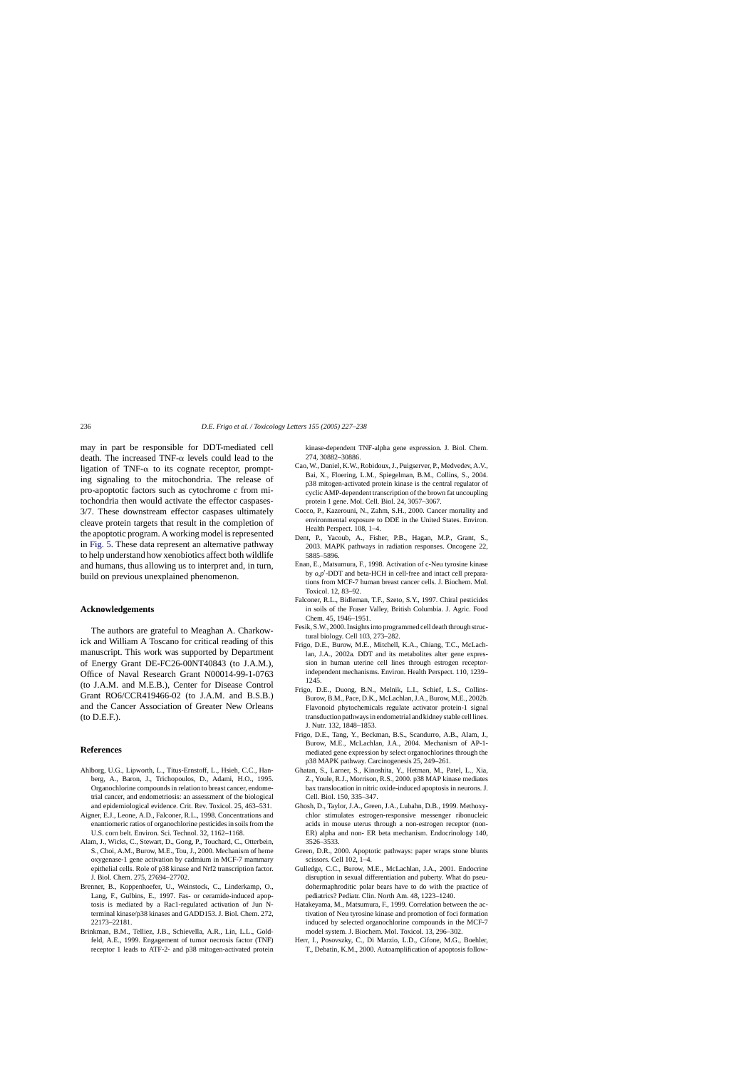may in part be responsible for DDT-mediated cell death. The increased TNF-α levels could lead to the ligation of TNF-α to its cognate receptor, prompting signaling to the mitochondria. The release of pro-apoptotic factors such as cytochrome *c* from mitochondria then would activate the effector caspases-3/7. These downstream effector caspases ultimately cleave protein targets that result in the completion of the apoptotic program. A working model is represented in Fig. 5. These data represent an alternative pathway to help understand how xenobiotics affect both wildlife and humans, thus allowing us to interpret and, in turn, build on previous unexplained phenomenon.

## Acknowledgements

The authors are grateful to Meaghan A. Charkowick and William A Toscano for critical reading of this manuscript. This work was supported by Department of Energy Grant DE-FC26-00NT40843 (to J.A.M.), Office of Naval Research Grant N00014-99-1-0763 (to J.A.M. and M.E.B.), Center for Disease Control Grant RO6/CCR419466-02 (to J.A.M. and B.S.B.) and the Cancer Association of Greater New Orleans (to D.E.F.).

## References

Ahlborg, U.G., Lipworth, L., Titus-Ernstoff, L., Hsieh, C.C., Hanberg, A., Baron, J., Trichopoulos, D., Adami, H.O., 1995. Organochlorine compounds in relation to breast cancer, endometrial cancer, and endometriosis: an assessment of the biological and epidemiological evidence. Crit. Rev. Toxicol. 25, 463–531.

Aigner, E.J., Leone, A.D., Falconer, R.L., 1998. Concentrations and enantiomeric ratios of organochlorine pesticides in soils from the U.S. corn belt. Environ. Sci. Technol. 32, 1162–1168.

Alam, J., Wicks, C., Stewart, D., Gong, P., Touchard, C., Otterbein, S., Choi, A.M., Burow, M.E., Tou, J., 2000. Mechanism of heme oxygenase-1 gene activation by cadmium in MCF-7 mammary epithelial cells. Role of p38 kinase and Nrf2 transcription factor. J. Biol. Chem. 275, 27694–27702.

Brenner, B., Koppenhoefer, U., Weinstock, C., Linderkamp, O., Lang, F., Gulbins, E., 1997. Fas- or ceramide-induced apoptosis is mediated by a Rac1-regulated activation of Jun N-terminal kinase/p38 kinases and GADD153. J. Biol. Chem. 272, 22173–22181.

Brinkman, B.M., Telliez, J.B., Schievella, A.R., Lin, L.L., Goldfeld, A.E., 1999. Engagement of tumor necrosis factor (TNF) receptor 1 leads to ATF-2- and p38 mitogen-activated protein kinase-dependent TNF-alpha gene expression. J. Biol. Chem. 274, 30882–30886.

Cao, W., Daniel, K.W., Robidoux, J., Puigserver, P., Medvedev, A.V., Bai, X., Floering, L.M., Spiegelman, B.M., Collins, S., 2004. p38 mitogen-activated protein kinase is the central regulator of cyclic AMP-dependent transcription of the brown fat uncoupling protein 1 gene. Mol. Cell. Biol. 24, 3057–3067.

Cocco, P., Kazerouni, N., Zahm, S.H., 2000. Cancer mortality and environmental exposure to DDE in the United States. Environ. Health Perspect. 108, 1–4.

Dent, P., Yacoub, A., Fisher, P.B., Hagan, M.P., Grant, S., 2003. MAPK pathways in radiation responses. Oncogene 22, 5885–5896.

Enan, E., Matsumura, F., 1998. Activation of c-Neu tyrosine kinase by *o,p′*-DDT and beta-HCH in cell-free and intact cell preparations from MCF-7 human breast cancer cells. J. Biochem. Mol. Toxicol. 12, 83–92.

Falconer, R.L., Bidleman, T.F., Szeto, S.Y., 1997. Chiral pesticides in soils of the Fraser Valley, British Columbia. J. Agric. Food Chem. 45, 1946–1951.

Fesik, S.W., 2000. Insights into programmed cell death through structural biology. Cell 103, 273–282.

Frigo, D.E., Burow, M.E., Mitchell, K.A., Chiang, T.C., McLachlan, J.A., 2002a. DDT and its metabolites alter gene expression in human uterine cell lines through estrogen receptor-independent mechanisms. Environ. Health Perspect. 110, 1239–1245.

Frigo, D.E., Duong, B.N., Melnik, L.I., Schief, L.S., Collins-Burow, B.M., Pace, D.K., McLachlan, J.A., Burow, M.E., 2002b. Flavonoid phytochemicals regulate activator protein-1 signal transduction pathways in endometrial and kidney stable cell lines. J. Nutr. 132, 1848–1853.

Frigo, D.E., Tang, Y., Beckman, B.S., Scandurro, A.B., Alam, J., Burow, M.E., McLachlan, J.A., 2004. Mechanism of AP-1-mediated gene expression by select organochlorines through the p38 MAPK pathway. Carcinogenesis 25, 249–261.

Ghatan, S., Larner, S., Kinoshita, Y., Hetman, M., Patel, L., Xia, Z., Youle, R.J., Morrison, R.S., 2000. p38 MAP kinase mediates bax translocation in nitric oxide-induced apoptosis in neurons. J. Cell. Biol. 150, 335–347.

Ghosh, D., Taylor, J.A., Green, J.A., Lubahn, D.B., 1999. Methoxychlor stimulates estrogen-responsive messenger ribonucleic acids in mouse uterus through a non-estrogen receptor (non-ER) alpha and non- ER beta mechanism. Endocrinology 140, 3526–3533.

Green, D.R., 2000. Apoptotic pathways: paper wraps stone blunts scissors. Cell 102, 1–4.

Gulledge, C.C., Burow, M.E., McLachlan, J.A., 2001. Endocrine disruption in sexual differentiation and puberty. What do pseudohermaphroditic polar bears have to do with the practice of pediatrics? Pediatr. Clin. North Am. 48, 1223–1240.

Hatakeyama, M., Matsumura, F., 1999. Correlation between the activation of Neu tyrosine kinase and promotion of foci formation induced by selected organochlorine compounds in the MCF-7 model system. J. Biochem. Mol. Toxicol. 13, 296–302.

Herr, I., Posovszky, C., Di Marzio, L.D., Cifone, M.G., Boehler, T., Debatin, K.M., 2000. Autoamplification of apoptosis follow-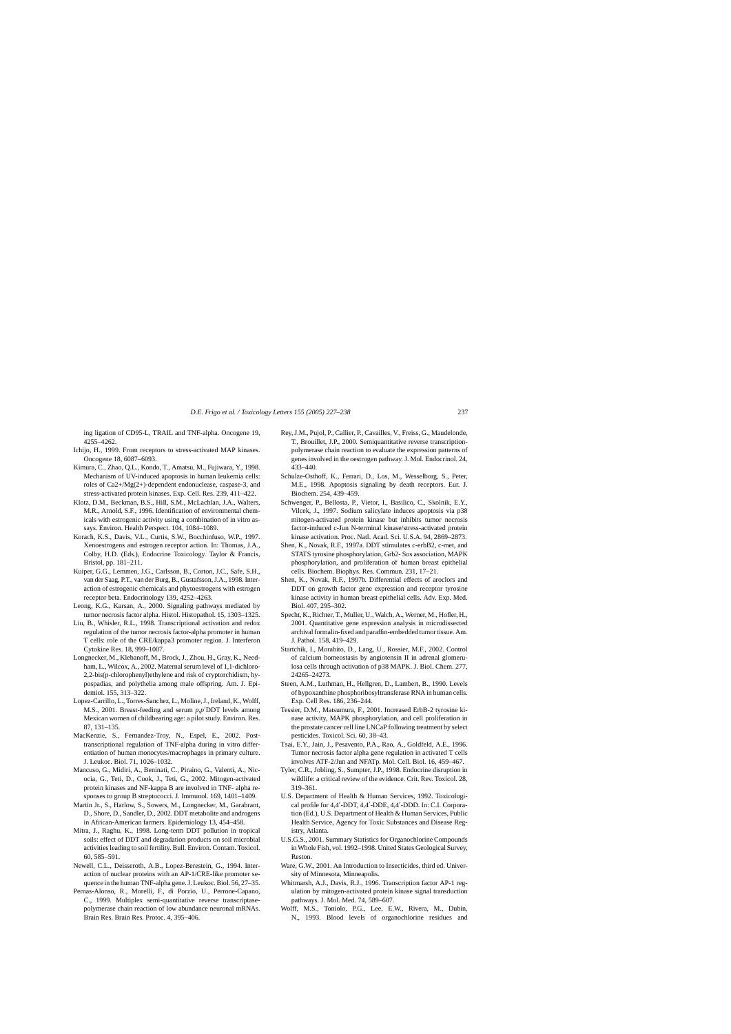ing ligation of CD95-L, TRAIL and TNF-alpha. Oncogene 19, 4255–4262.

Ichijo, H., 1999. From receptors to stress-activated MAP kinases. Oncogene 18, 6087–6093.

Kimura, C., Zhao, Q.L., Kondo, T., Amatsu, M., Fujiwara, Y., 1998. Mechanism of UV-induced apoptosis in human leukemia cells: roles of Ca2+/Mg(2+)-dependent endonuclease, caspase-3, and stress-activated protein kinases. Exp. Cell. Res. 239, 411–422.

Klotz, D.M., Beckman, B.S., Hill, S.M., McLachlan, J.A., Walters, M.R., Arnold, S.F., 1996. Identification of environmental chemicals with estrogenic activity using a combination of in vitro assays. Environ. Health Perspect. 104, 1084–1089.

Korach, K.S., Davis, V.L., Curtis, S.W., Bocchinfuso, W.P., 1997. Xenoestrogens and estrogen receptor action. In: Thomas, J.A., Colby, H.D. (Eds.), Endocrine Toxicology. Taylor & Francis, Bristol, pp. 181–211.

Kuiper, G.G., Lemmen, J.G., Carlsson, B., Corton, J.C., Safe, S.H., van der Saag, P.T., van der Burg, B., Gustafsson, J.A., 1998. Interaction of estrogenic chemicals and phytoestrogens with estrogen receptor beta. Endocrinology 139, 4252–4263.

Leong, K.G., Karsan, A., 2000. Signaling pathways mediated by tumor necrosis factor alpha. Histol. Histopathol. 15, 1303–1325.

Liu, B., Whisler, R.L., 1998. Transcriptional activation and redox regulation of the tumor necrosis factor-alpha promoter in human T cells: role of the CRE/kappa3 promoter region. J. Interferon Cytokine Res. 18, 999–1007.

Longnecker, M., Klebanoff, M., Brock, J., Zhou, H., Gray, K., Needham, L., Wilcox, A., 2002. Maternal serum level of 1,1-dichloro-2,2-bis(p-chlorophenyl)ethylene and risk of cryptorchidism, hypospadias, and polythelia among male offspring. Am. J. Epidemiol. 155, 313–322.

Lopez-Carrillo, L., Torres-Sanchez, L., Moline, J., Ireland, K., Wolff, M.S., 2001. Breast-feeding and serum *p,p*′DDT levels among Mexican women of childbearing age: a pilot study. Environ. Res. 87, 131–135.

MacKenzie, S., Fernandez-Troy, N., Espel, E., 2002. Post-transcriptional regulation of TNF-alpha during in vitro differentiation of human monocytes/macrophages in primary culture. J. Leukoc. Biol. 71, 1026–1032.

Mancuso, G., Midiri, A., Beninati, C., Piraino, G., Valenti, A., Nicocia, G., Teti, D., Cook, J., Teti, G., 2002. Mitogen-activated protein kinases and NF-kappa B are involved in TNF- alpha responses to group B streptococci. J. Immunol. 169, 1401–1409.

Martin Jr., S., Harlow, S., Sowers, M., Longnecker, M., Garabrant, D., Shore, D., Sandler, D., 2002. DDT metabolite and androgens in African-American farmers. Epidemiology 13, 454–458.

Mitra, J., Raghu, K., 1998. Long-term DDT pollution in tropical soils: effect of DDT and degradation products on soil microbial activities leading to soil fertility. Bull. Environ. Contam. Toxicol. 60, 585–591.

Newell, C.L., Deisseroth, A.B., Lopez-Berestein, G., 1994. Interaction of nuclear proteins with an AP-1/CRE-like promoter sequence in the human TNF-alpha gene. J. Leukoc. Biol. 56, 27–35.

Pernas-Alonso, R., Morelli, F., di Porzio, U., Perrone-Capano, C., 1999. Multiplex semi-quantitative reverse transcriptase-polymerase chain reaction of low abundance neuronal mRNAs. Brain Res. Brain Res. Protoc. 4, 395–406.

Rey, J.M., Pujol, P., Callier, P., Cavailles, V., Freiss, G., Maudelonde, T., Brouillet, J.P., 2000. Semiquantitative reverse transcription-polymerase chain reaction to evaluate the expression patterns of genes involved in the oestrogen pathway. J. Mol. Endocrinol. 24, 433–440.

Schulze-Osthoff, K., Ferrari, D., Los, M., Wesselborg, S., Peter, M.E., 1998. Apoptosis signaling by death receptors. Eur. J. Biochem. 254, 439–459.

Schwenger, P., Bellosta, P., Vietor, I., Basilico, C., Skolnik, E.Y., Vilcek, J., 1997. Sodium salicylate induces apoptosis via p38 mitogen-activated protein kinase but inhibits tumor necrosis factor-induced c-Jun N-terminal kinase/stress-activated protein kinase activation. Proc. Natl. Acad. Sci. U.S.A. 94, 2869–2873.

Shen, K., Novak, R.F., 1997a. DDT stimulates c-erbB2, c-met, and STATS tyrosine phosphorylation, Grb2- Sos association, MAPK phosphorylation, and proliferation of human breast epithelial cells. Biochem. Biophys. Res. Commun. 231, 17–21.

Shen, K., Novak, R.F., 1997b. Differential effects of aroclors and DDT on growth factor gene expression and receptor tyrosine kinase activity in human breast epithelial cells. Adv. Exp. Med. Biol. 407, 295–302.

Specht, K., Richter, T., Muller, U., Walch, A., Werner, M., Hofler, H., 2001. Quantitative gene expression analysis in microdissected archival formalin-fixed and paraffin-embedded tumor tissue. Am. J. Pathol. 158, 419–429.

Startchik, I., Morabito, D., Lang, U., Rossier, M.F., 2002. Control of calcium homeostasis by angiotensin II in adrenal glomerulosa cells through activation of p38 MAPK. J. Biol. Chem. 277, 24265–24273.

Steen, A.M., Luthman, H., Hellgren, D., Lambert, B., 1990. Levels of hypoxanthine phosphoribosyltransferase RNA in human cells. Exp. Cell Res. 186, 236–244.

Tessier, D.M., Matsumura, F., 2001. Increased ErbB-2 tyrosine kinase activity, MAPK phosphorylation, and cell proliferation in the prostate cancer cell line LNCaP following treatment by select pesticides. Toxicol. Sci. 60, 38–43.

Tsai, E.Y., Jain, J., Pesavento, P.A., Rao, A., Goldfeld, A.E., 1996. Tumor necrosis factor alpha gene regulation in activated T cells involves ATF-2/Jun and NFATp. Mol. Cell. Biol. 16, 459–467.

Tyler, C.R., Jobling, S., Sumpter, J.P., 1998. Endocrine disruption in wildlife: a critical review of the evidence. Crit. Rev. Toxicol. 28, 319–361.

U.S. Department of Health & Human Services, 1992. Toxicological profile for 4,4′-DDT, 4,4′-DDE, 4,4′-DDD. In: C.I. Corporation (Ed.), U.S. Department of Health & Human Services, Public Health Service, Agency for Toxic Substances and Disease Registry, Atlanta.

U.S.G.S., 2001. Summary Statistics for Organochlorine Compounds in Whole Fish, vol. 1992–1998. United States Geological Survey, Reston.

Ware, G.W., 2001. An Introduction to Insecticides, third ed. University of Minnesota, Minneapolis.

Whitmarsh, A.J., Davis, R.J., 1996. Transcription factor AP-1 regulation by mitogen-activated protein kinase signal transduction pathways. J. Mol. Med. 74, 589–607.

Wolff, M.S., Toniolo, P.G., Lee, E.W., Rivera, M., Dubin, N., 1993. Blood levels of organochlorine residues and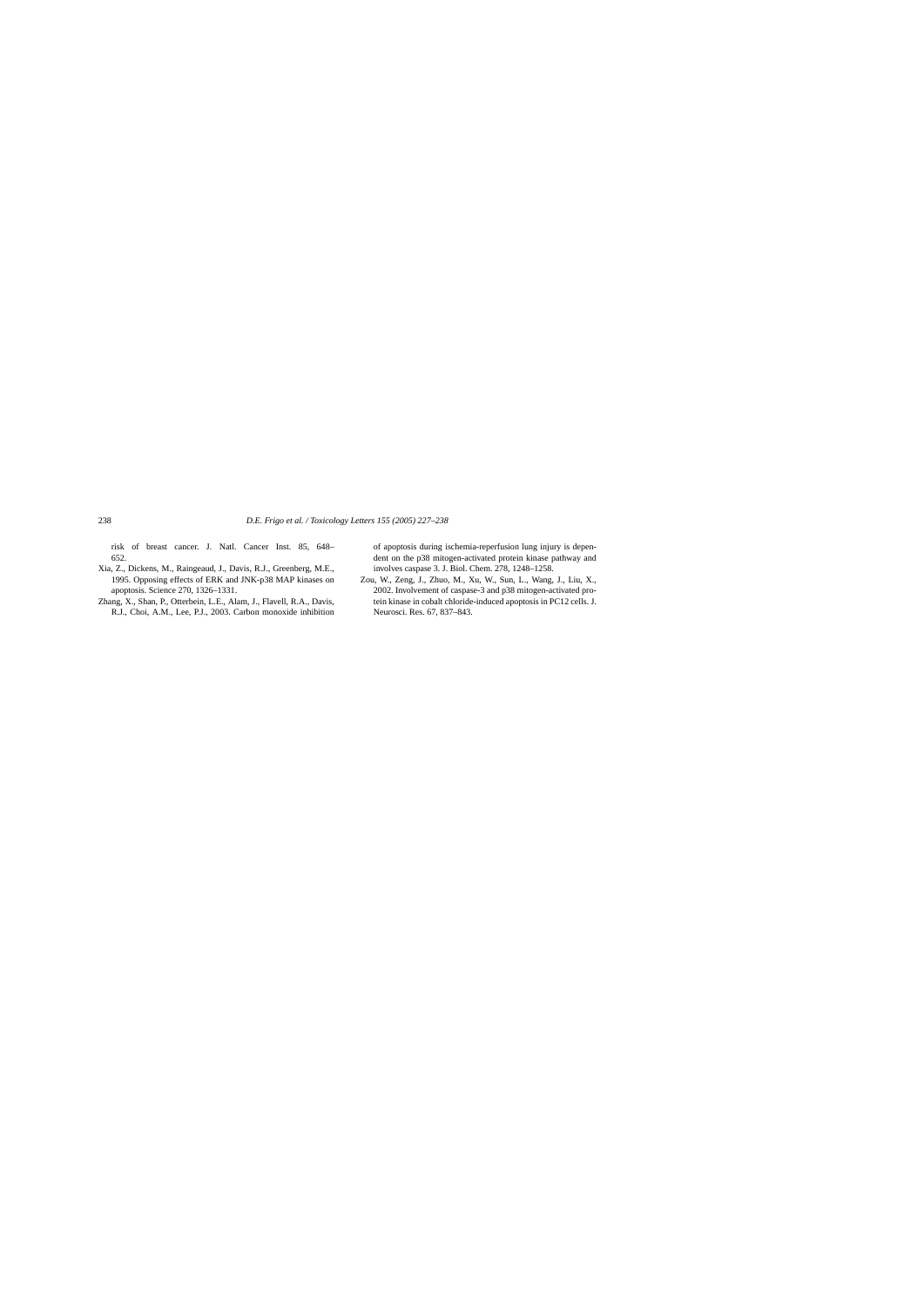risk of breast cancer. J. Natl. Cancer Inst. 85, 648–652.

Xia, Z., Dickens, M., Raingeaud, J., Davis, R.J., Greenberg, M.E., 1995. Opposing effects of ERK and JNK-p38 MAP kinases on apoptosis. Science 270, 1326–1331.

Zhang, X., Shan, P., Otterbein, L.E., Alam, J., Flavell, R.A., Davis, R.J., Choi, A.M., Lee, P.J., 2003. Carbon monoxide inhibition of apoptosis during ischemia-reperfusion lung injury is dependent on the p38 mitogen-activated protein kinase pathway and involves caspase 3. J. Biol. Chem. 278, 1248–1258.

Zou, W., Zeng, J., Zhuo, M., Xu, W., Sun, L., Wang, J., Liu, X., 2002. Involvement of caspase-3 and p38 mitogen-activated protein kinase in cobalt chloride-induced apoptosis in PC12 cells. J. Neurosci. Res. 67, 837–843.